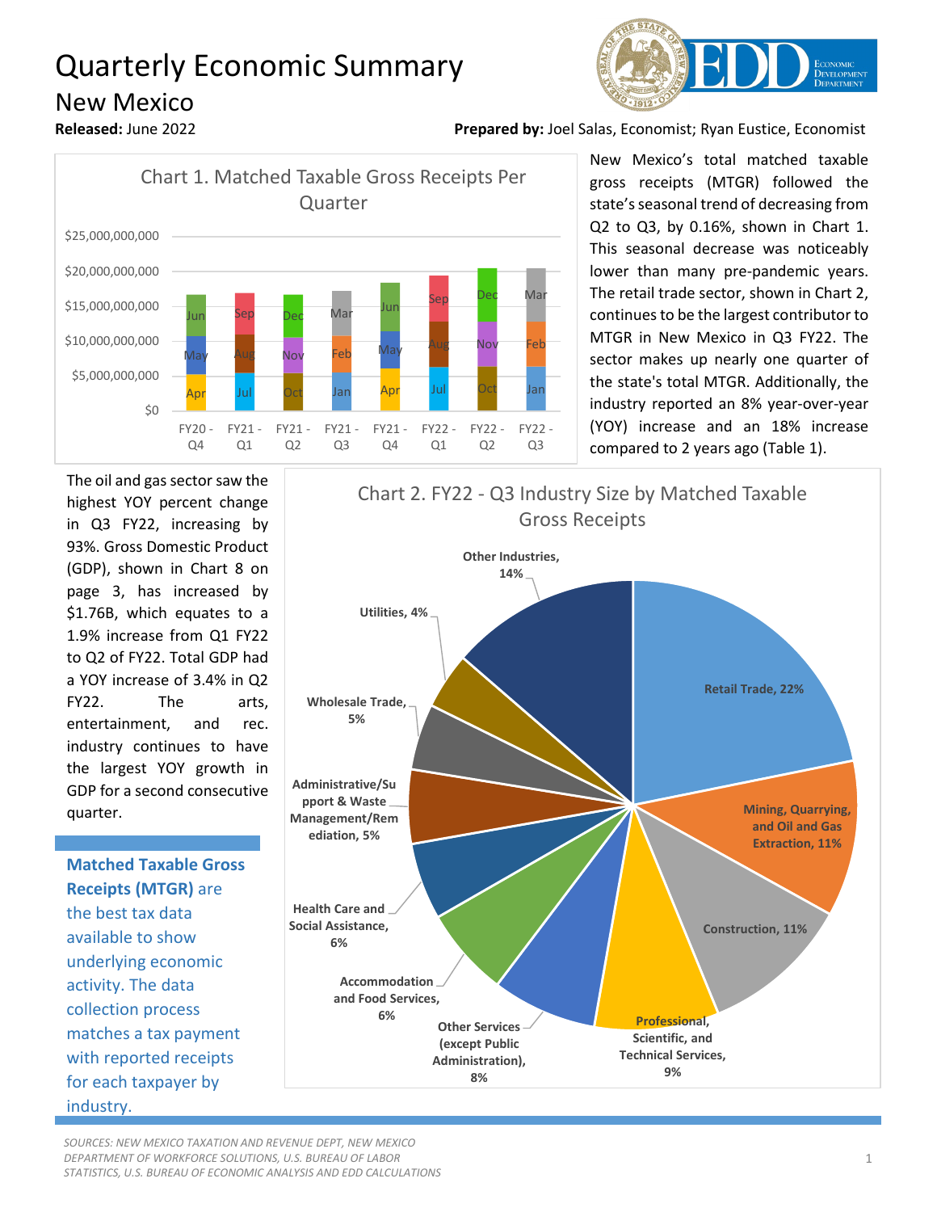# Quarterly Economic Summary

## New Mexico

**Released:** June 2022

**Prepared by:** Joel Salas, Economist; Ryan Eustice, Economist

**Chart 1. Matched Taxable Gross Receipts Per Quarter**

New Mexico's total matched taxable gross receipts (MTGR) followed the state's seasonal trend of decreasing from Q2 to Q3, by 0.16%, shown in Chart 1. This seasonal decrease was noticeably lower than many pre-pandemic years. The retail trade sector, shown in Chart 2, continues to be the largest contributor to MTGR in New Mexico in Q3 FY22. The sector makes up nearly one quarter of the state's total MTGR. Additionally, the industry reported an 8% year-over-year (YOY) increase and an 18% increase compared to 2 years ago (Table 1).

The oil and gas sector saw the highest YOY percent change in Q3 FY22, increasing by 93%. Gross Domestic Product (GDP), shown in Chart 8 on page 3, has increased by \$1.76B, which equates to a 1.9% increase from Q1 FY22 to Q2 of FY22. Total GDP had a YOY increase of 3.4% in Q2 FY22. The arts, entertainment, and rec. industry continues to have the largest YOY growth in GDP for a second consecutive quarter.

**Chart 2. FY22 - Q3 Industry Size by Matched Taxable Gross Receipts**

| Industry | Share |
|---|---|
| Retail Trade | 22% |
| Mining, Quarrying, and Oil and Gas Extraction | 11% |
| Construction | 11% |
| Professional, Scientific, and Technical Services | 9% |
| Other Services (except Public Administration) | 8% |
| Accommodation and Food Services | 6% |
| Health Care and Social Assistance | 6% |
| Administrative/Support & Waste Management/Remediation | 5% |
| Wholesale Trade | 5% |
| Utilities | 4% |
| Other Industries | 14% |

**Matched Taxable Gross Receipts (MTGR)** are the best tax data available to show underlying economic activity. The data collection process matches a tax payment with reported receipts for each taxpayer by industry.

*SOURCES: NEW MEXICO TAXATION AND REVENUE DEPT, NEW MEXICO DEPARTMENT OF WORKFORCE SOLUTIONS, U.S. BUREAU OF LABOR STATISTICS, U.S. BUREAU OF ECONOMIC ANALYSIS AND EDD CALCULATIONS*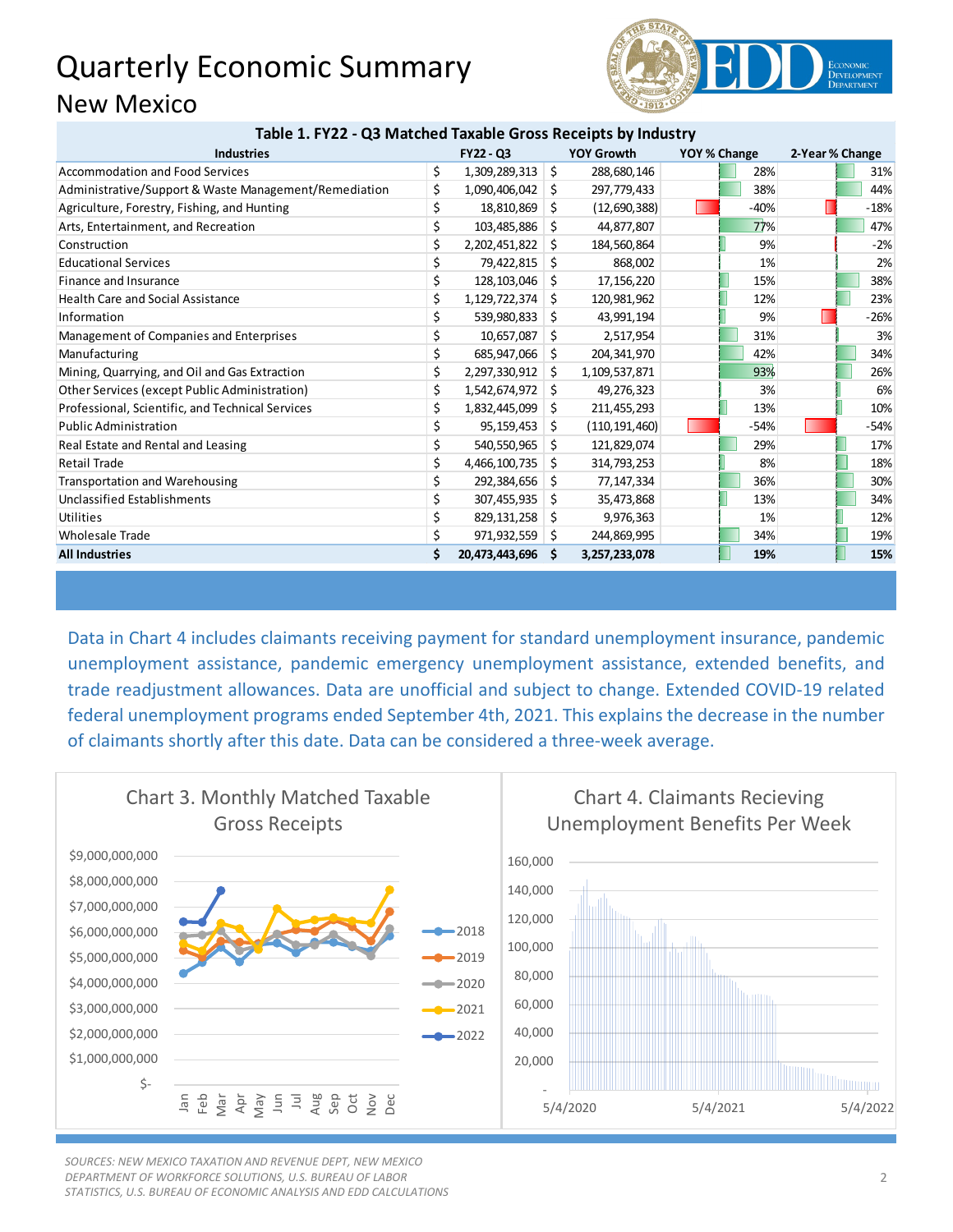# Quarterly Economic Summary
## New Mexico

**Table 1. FY22 - Q3 Matched Taxable Gross Receipts by Industry**

| Industries | FY22 - Q3 | YOY Growth | YOY % Change | 2-Year % Change |
|---|---|---|---|---|
| Accommodation and Food Services | $ 1,309,289,313 | $ 288,680,146 | 28% | 31% |
| Administrative/Support & Waste Management/Remediation | $ 1,090,406,042 | $ 297,779,433 | 38% | 44% |
| Agriculture, Forestry, Fishing, and Hunting | $ 18,810,869 | $ (12,690,388) | -40% | -18% |
| Arts, Entertainment, and Recreation | $ 103,485,886 | $ 44,877,807 | 77% | 47% |
| Construction | $ 2,202,451,822 | $ 184,560,864 | 9% | -2% |
| Educational Services | $ 79,422,815 | $ 868,002 | 1% | 2% |
| Finance and Insurance | $ 128,103,046 | $ 17,156,220 | 15% | 38% |
| Health Care and Social Assistance | $ 1,129,722,374 | $ 120,981,962 | 12% | 23% |
| Information | $ 539,980,833 | $ 43,991,194 | 9% | -26% |
| Management of Companies and Enterprises | $ 10,657,087 | $ 2,517,954 | 31% | 3% |
| Manufacturing | $ 685,947,066 | $ 204,341,970 | 42% | 34% |
| Mining, Quarrying, and Oil and Gas Extraction | $ 2,297,330,912 | $ 1,109,537,871 | 93% | 26% |
| Other Services (except Public Administration) | $ 1,542,674,972 | $ 49,276,323 | 3% | 6% |
| Professional, Scientific, and Technical Services | $ 1,832,445,099 | $ 211,455,293 | 13% | 10% |
| Public Administration | $ 95,159,453 | $ (110,191,460) | -54% | -54% |
| Real Estate and Rental and Leasing | $ 540,550,965 | $ 121,829,074 | 29% | 17% |
| Retail Trade | $ 4,466,100,735 | $ 314,793,253 | 8% | 18% |
| Transportation and Warehousing | $ 292,384,656 | $ 77,147,334 | 36% | 30% |
| Unclassified Establishments | $ 307,455,935 | $ 35,473,868 | 13% | 34% |
| Utilities | $ 829,131,258 | $ 9,976,363 | 1% | 12% |
| Wholesale Trade | $ 971,932,559 | $ 244,869,995 | 34% | 19% |
| **All Industries** | **$ 20,473,443,696** | **$ 3,257,233,078** | **19%** | **15%** |

Data in Chart 4 includes claimants receiving payment for standard unemployment insurance, pandemic unemployment assistance, pandemic emergency unemployment assistance, extended benefits, and trade readjustment allowances. Data are unofficial and subject to change. Extended COVID-19 related federal unemployment programs ended September 4th, 2021. This explains the decrease in the number of claimants shortly after this date. Data can be considered a three-week average.

**Chart 3. Monthly Matched Taxable Gross Receipts**

**Chart 4. Claimants Recieving Unemployment Benefits Per Week**

*SOURCES: NEW MEXICO TAXATION AND REVENUE DEPT, NEW MEXICO DEPARTMENT OF WORKFORCE SOLUTIONS, U.S. BUREAU OF LABOR STATISTICS, U.S. BUREAU OF ECONOMIC ANALYSIS AND EDD CALCULATIONS*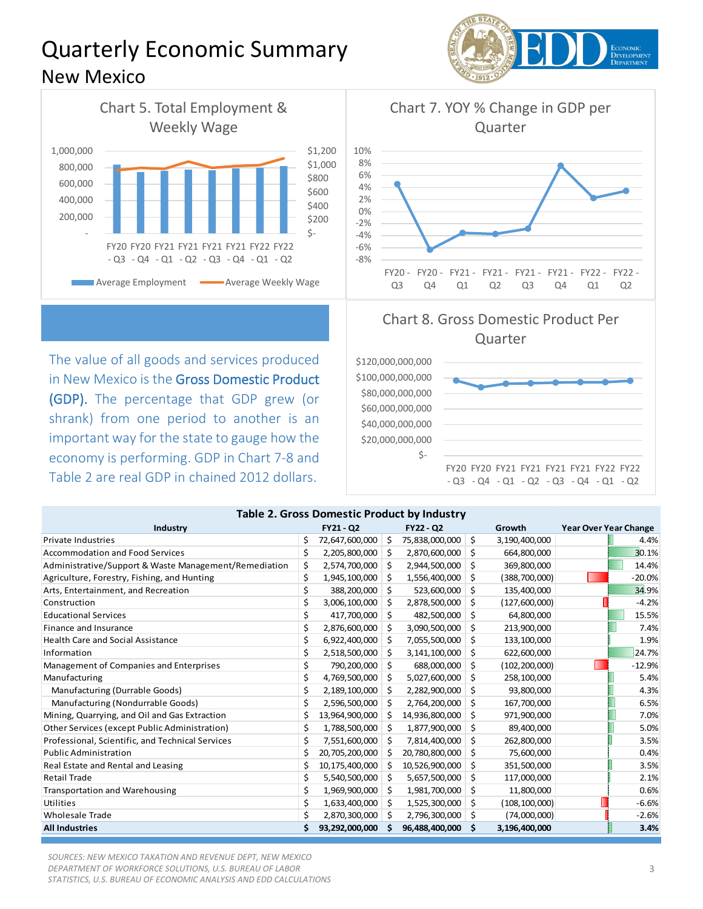# Quarterly Economic Summary

## New Mexico

### Chart 5. Total Employment & Weekly Wage

1,000,000
800,000
600,000
400,000
200,000
-

$1,200
$1,000
$800
$600
$400
$200
$-

FY20 - Q3, FY20 - Q4, FY21 - Q1, FY21 - Q2, FY21 - Q3, FY21 - Q4, FY22 - Q1, FY22 - Q2

Average Employment — Average Weekly Wage

### Chart 7. YOY % Change in GDP per Quarter

10%
8%
6%
4%
2%
0%
-2%
-4%
-6%
-8%

FY20 - Q3, FY20 - Q4, FY21 - Q1, FY21 - Q2, FY21 - Q3, FY21 - Q4, FY22 - Q1, FY22 - Q2

The value of all goods and services produced in New Mexico is the **Gross Domestic Product (GDP).** The percentage that GDP grew (or shrank) from one period to another is an important way for the state to gauge how the economy is performing. GDP in Chart 7-8 and Table 2 are real GDP in chained 2012 dollars.

### Chart 8. Gross Domestic Product Per Quarter

$120,000,000,000
$100,000,000,000
$80,000,000,000
$60,000,000,000
$40,000,000,000
$20,000,000,000
$-

FY20 - Q3, FY20 - Q4, FY21 - Q1, FY21 - Q2, FY21 - Q3, FY21 - Q4, FY22 - Q1, FY22 - Q2

**Table 2. Gross Domestic Product by Industry**

| Industry | FY21 - Q2 | FY22 - Q2 | Growth | Year Over Year Change |
|---|---|---|---|---|
| Private Industries | $ 72,647,600,000 | $ 75,838,000,000 | $ 3,190,400,000 | 4.4% |
| Accommodation and Food Services | $ 2,205,800,000 | $ 2,870,600,000 | $ 664,800,000 | 30.1% |
| Administrative/Support & Waste Management/Remediation | $ 2,574,700,000 | $ 2,944,500,000 | $ 369,800,000 | 14.4% |
| Agriculture, Forestry, Fishing, and Hunting | $ 1,945,100,000 | $ 1,556,400,000 | $ (388,700,000) | -20.0% |
| Arts, Entertainment, and Recreation | $ 388,200,000 | $ 523,600,000 | $ 135,400,000 | 34.9% |
| Construction | $ 3,006,100,000 | $ 2,878,500,000 | $ (127,600,000) | -4.2% |
| Educational Services | $ 417,700,000 | $ 482,500,000 | $ 64,800,000 | 15.5% |
| Finance and Insurance | $ 2,876,600,000 | $ 3,090,500,000 | $ 213,900,000 | 7.4% |
| Health Care and Social Assistance | $ 6,922,400,000 | $ 7,055,500,000 | $ 133,100,000 | 1.9% |
| Information | $ 2,518,500,000 | $ 3,141,100,000 | $ 622,600,000 | 24.7% |
| Management of Companies and Enterprises | $ 790,200,000 | $ 688,000,000 | $ (102,200,000) | -12.9% |
| Manufacturing | $ 4,769,500,000 | $ 5,027,600,000 | $ 258,100,000 | 5.4% |
| Manufacturing (Durable Goods) | $ 2,189,100,000 | $ 2,282,900,000 | $ 93,800,000 | 4.3% |
| Manufacturing (Nondurrable Goods) | $ 2,596,500,000 | $ 2,764,200,000 | $ 167,700,000 | 6.5% |
| Mining, Quarrying, and Oil and Gas Extraction | $ 13,964,900,000 | $ 14,936,800,000 | $ 971,900,000 | 7.0% |
| Other Services (except Public Administration) | $ 1,788,500,000 | $ 1,877,900,000 | $ 89,400,000 | 5.0% |
| Professional, Scientific, and Technical Services | $ 7,551,600,000 | $ 7,814,400,000 | $ 262,800,000 | 3.5% |
| Public Administration | $ 20,705,200,000 | $ 20,780,800,000 | $ 75,600,000 | 0.4% |
| Real Estate and Rental and Leasing | $ 10,175,400,000 | $ 10,526,900,000 | $ 351,500,000 | 3.5% |
| Retail Trade | $ 5,540,500,000 | $ 5,657,500,000 | $ 117,000,000 | 2.1% |
| Transportation and Warehousing | $ 1,969,900,000 | $ 1,981,700,000 | $ 11,800,000 | 0.6% |
| Utilities | $ 1,633,400,000 | $ 1,525,300,000 | $ (108,100,000) | -6.6% |
| Wholesale Trade | $ 2,870,300,000 | $ 2,796,300,000 | $ (74,000,000) | -2.6% |
| **All Industries** | **$ 93,292,000,000** | **$ 96,488,400,000** | **$ 3,196,400,000** | **3.4%** |

*SOURCES: NEW MEXICO TAXATION AND REVENUE DEPT, NEW MEXICO DEPARTMENT OF WORKFORCE SOLUTIONS, U.S. BUREAU OF LABOR STATISTICS, U.S. BUREAU OF ECONOMIC ANALYSIS AND EDD CALCULATIONS*